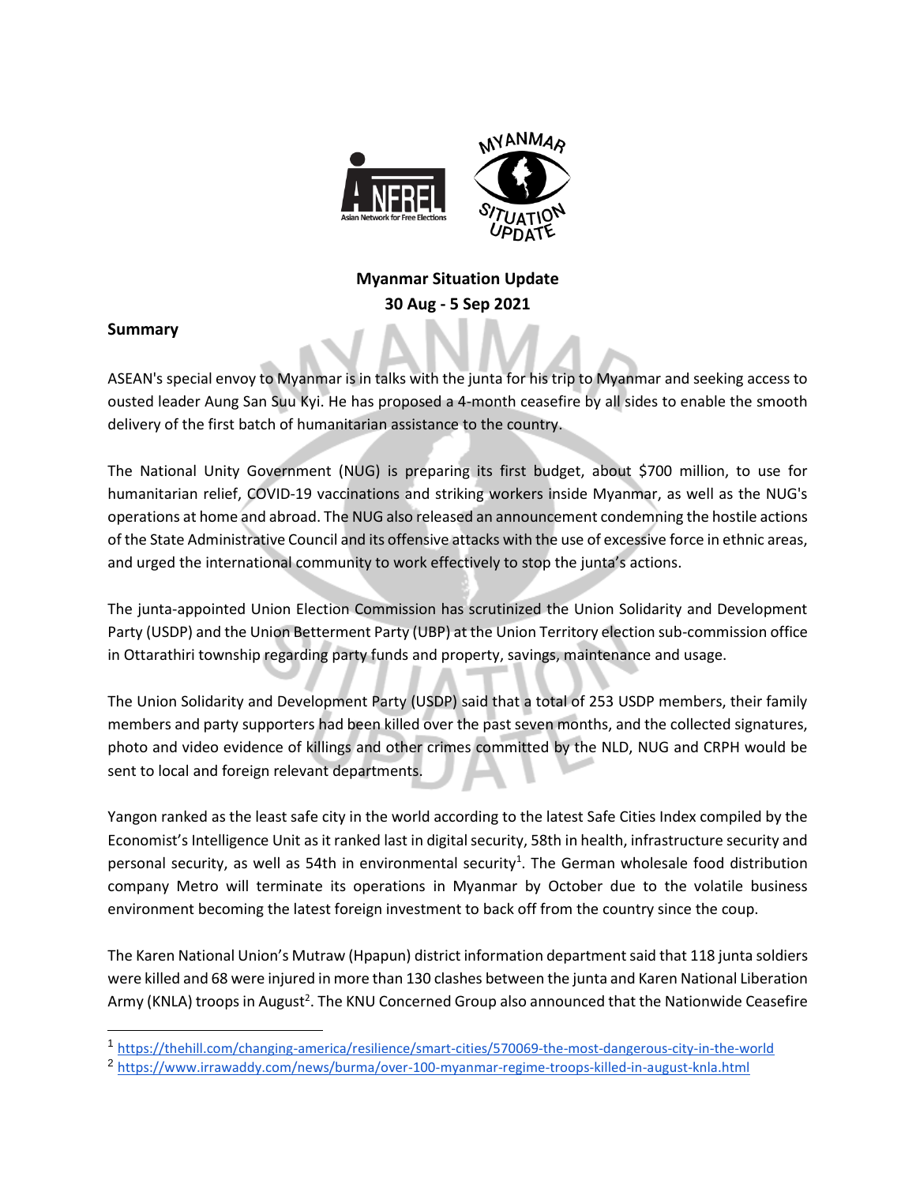# Myanmar Situation Update
## 30 Aug - 5 Sep 2021

### Summary

ASEAN's special envoy to Myanmar is in talks with the junta for his trip to Myanmar and seeking access to ousted leader Aung San Suu Kyi. He has proposed a 4-month ceasefire by all sides to enable the smooth delivery of the first batch of humanitarian assistance to the country.

The National Unity Government (NUG) is preparing its first budget, about $700 million, to use for humanitarian relief, COVID-19 vaccinations and striking workers inside Myanmar, as well as the NUG's operations at home and abroad. The NUG also released an announcement condemning the hostile actions of the State Administrative Council and its offensive attacks with the use of excessive force in ethnic areas, and urged the international community to work effectively to stop the junta's actions.

The junta-appointed Union Election Commission has scrutinized the Union Solidarity and Development Party (USDP) and the Union Betterment Party (UBP) at the Union Territory election sub-commission office in Ottarathiri township regarding party funds and property, savings, maintenance and usage.

The Union Solidarity and Development Party (USDP) said that a total of 253 USDP members, their family members and party supporters had been killed over the past seven months, and the collected signatures, photo and video evidence of killings and other crimes committed by the NLD, NUG and CRPH would be sent to local and foreign relevant departments.

Yangon ranked as the least safe city in the world according to the latest Safe Cities Index compiled by the Economist's Intelligence Unit as it ranked last in digital security, 58th in health, infrastructure security and personal security, as well as 54th in environmental security[1]. The German wholesale food distribution company Metro will terminate its operations in Myanmar by October due to the volatile business environment becoming the latest foreign investment to back off from the country since the coup.

The Karen National Union's Mutraw (Hpapun) district information department said that 118 junta soldiers were killed and 68 were injured in more than 130 clashes between the junta and Karen National Liberation Army (KNLA) troops in August[2]. The KNU Concerned Group also announced that the Nationwide Ceasefire

---

[1] https://thehill.com/changing-america/resilience/smart-cities/570069-the-most-dangerous-city-in-the-world

[2] https://www.irrawaddy.com/news/burma/over-100-myanmar-regime-troops-killed-in-august-knla.html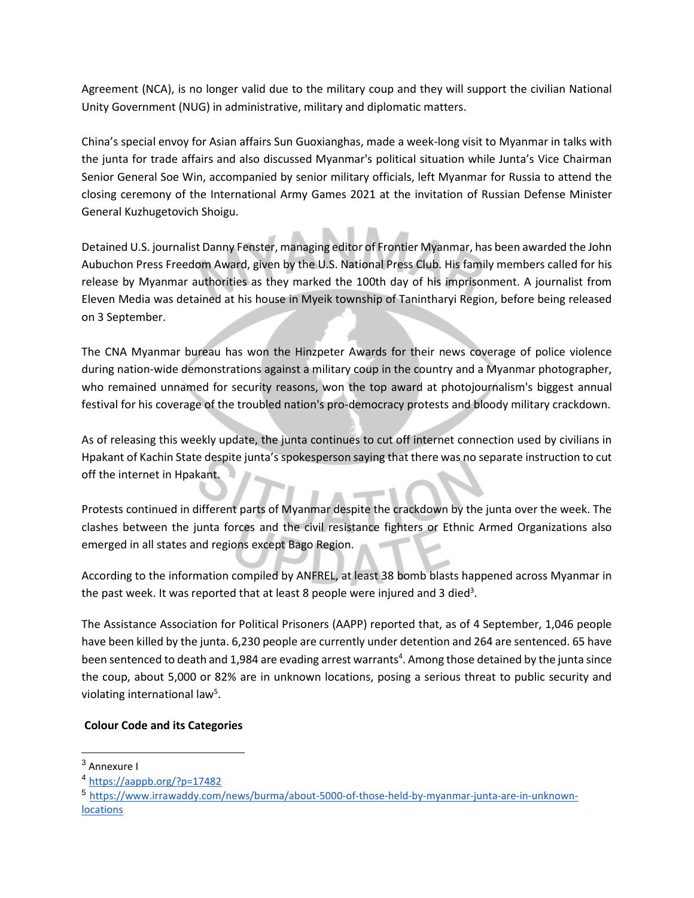Agreement (NCA), is no longer valid due to the military coup and they will support the civilian National Unity Government (NUG) in administrative, military and diplomatic matters.

China's special envoy for Asian affairs Sun Guoxianghas, made a week-long visit to Myanmar in talks with the junta for trade affairs and also discussed Myanmar's political situation while Junta's Vice Chairman Senior General Soe Win, accompanied by senior military officials, left Myanmar for Russia to attend the closing ceremony of the International Army Games 2021 at the invitation of Russian Defense Minister General Kuzhugetovich Shoigu.

Detained U.S. journalist Danny Fenster, managing editor of Frontier Myanmar, has been awarded the John Aubuchon Press Freedom Award, given by the U.S. National Press Club. His family members called for his release by Myanmar authorities as they marked the 100th day of his imprisonment. A journalist from Eleven Media was detained at his house in Myeik township of Tanintharyi Region, before being released on 3 September.

The CNA Myanmar bureau has won the Hinzpeter Awards for their news coverage of police violence during nation-wide demonstrations against a military coup in the country and a Myanmar photographer, who remained unnamed for security reasons, won the top award at photojournalism's biggest annual festival for his coverage of the troubled nation's pro-democracy protests and bloody military crackdown.

As of releasing this weekly update, the junta continues to cut off internet connection used by civilians in Hpakant of Kachin State despite junta's spokesperson saying that there was no separate instruction to cut off the internet in Hpakant.

Protests continued in different parts of Myanmar despite the crackdown by the junta over the week. The clashes between the junta forces and the civil resistance fighters or Ethnic Armed Organizations also emerged in all states and regions except Bago Region.

According to the information compiled by ANFREL, at least 38 bomb blasts happened across Myanmar in the past week. It was reported that at least 8 people were injured and 3 died[3].

The Assistance Association for Political Prisoners (AAPP) reported that, as of 4 September, 1,046 people have been killed by the junta. 6,230 people are currently under detention and 264 are sentenced. 65 have been sentenced to death and 1,984 are evading arrest warrants[4]. Among those detained by the junta since the coup, about 5,000 or 82% are in unknown locations, posing a serious threat to public security and violating international law[5].

**Colour Code and its Categories**

---

[3] Annexure I

[4] https://aappb.org/?p=17482

[5] https://www.irrawaddy.com/news/burma/about-5000-of-those-held-by-myanmar-junta-are-in-unknown-locations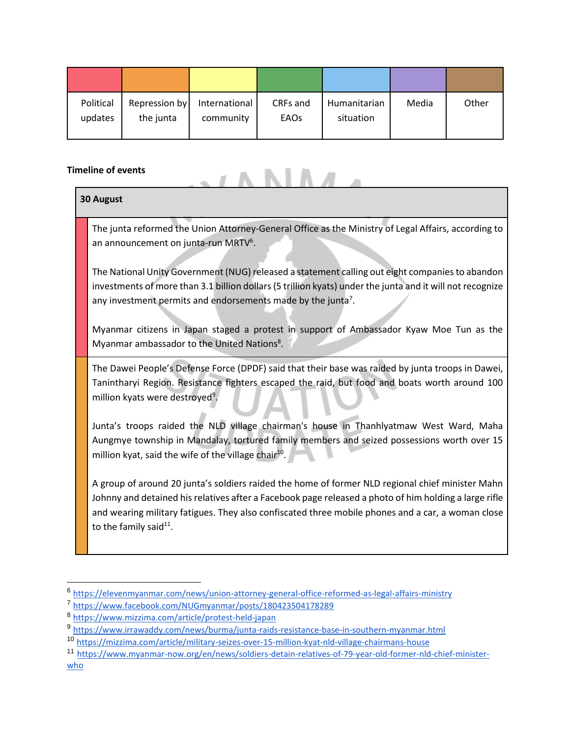| Political updates | Repression by the junta | International community | CRFs and EAOs | Humanitarian situation | Media | Other |
|---|---|---|---|---|---|---|

**Timeline of events**

**30 August**

The junta reformed the Union Attorney-General Office as the Ministry of Legal Affairs, according to an announcement on junta-run MRTV[6].

The National Unity Government (NUG) released a statement calling out eight companies to abandon investments of more than 3.1 billion dollars (5 trillion kyats) under the junta and it will not recognize any investment permits and endorsements made by the junta[7].

Myanmar citizens in Japan staged a protest in support of Ambassador Kyaw Moe Tun as the Myanmar ambassador to the United Nations[8].

The Dawei People's Defense Force (DPDF) said that their base was raided by junta troops in Dawei, Tanintharyi Region. Resistance fighters escaped the raid, but food and boats worth around 100 million kyats were destroyed[9].

Junta's troops raided the NLD village chairman's house in Thanhlyatmaw West Ward, Maha Aungmye township in Mandalay, tortured family members and seized possessions worth over 15 million kyat, said the wife of the village chair[10].

A group of around 20 junta's soldiers raided the home of former NLD regional chief minister Mahn Johnny and detained his relatives after a Facebook page released a photo of him holding a large rifle and wearing military fatigues. They also confiscated three mobile phones and a car, a woman close to the family said[11].

---

[6] https://elevenmyanmar.com/news/union-attorney-general-office-reformed-as-legal-affairs-ministry
[7] https://www.facebook.com/NUGmyanmar/posts/180423504178289
[8] https://www.mizzima.com/article/protest-held-japan
[9] https://www.irrawaddy.com/news/burma/junta-raids-resistance-base-in-southern-myanmar.html
[10] https://mizzima.com/article/military-seizes-over-15-million-kyat-nld-village-chairmans-house
[11] https://www.myanmar-now.org/en/news/soldiers-detain-relatives-of-79-year-old-former-nld-chief-minister-who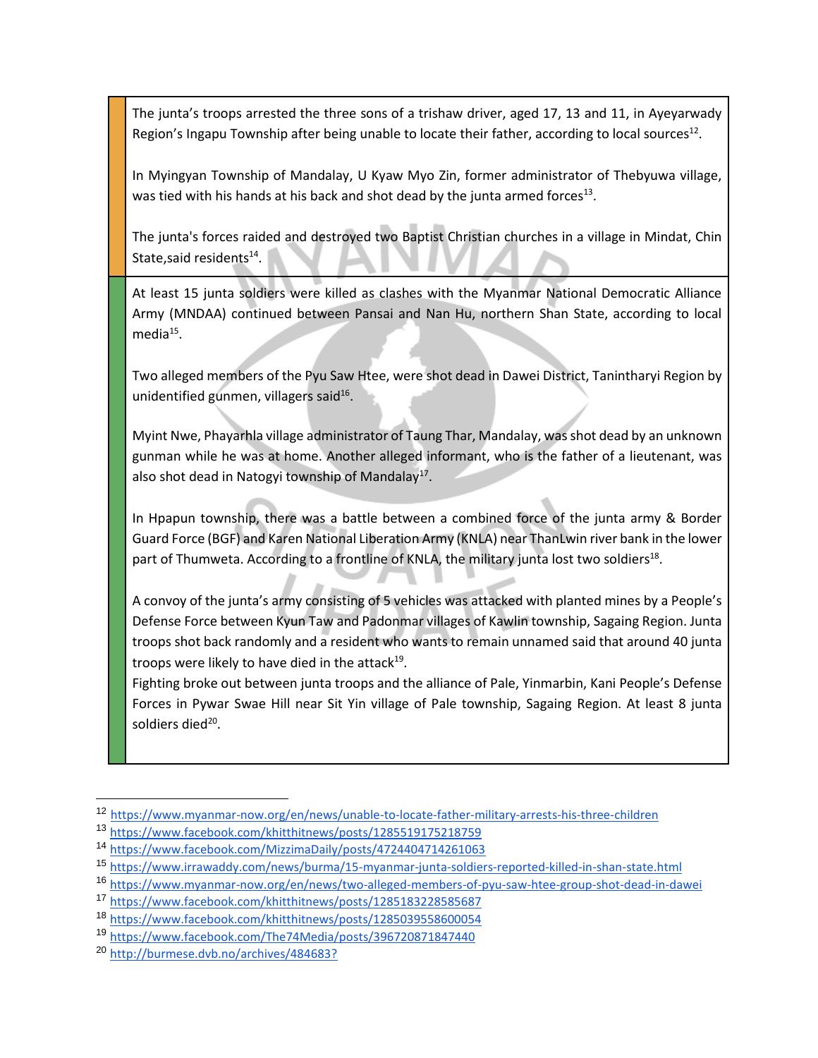The junta's troops arrested the three sons of a trishaw driver, aged 17, 13 and 11, in Ayeyarwady Region's Ingapu Township after being unable to locate their father, according to local sources[12].

In Myingyan Township of Mandalay, U Kyaw Myo Zin, former administrator of Thebyuwa village, was tied with his hands at his back and shot dead by the junta armed forces[13].

The junta's forces raided and destroyed two Baptist Christian churches in a village in Mindat, Chin State,said residents[14].

At least 15 junta soldiers were killed as clashes with the Myanmar National Democratic Alliance Army (MNDAA) continued between Pansai and Nan Hu, northern Shan State, according to local media[15].

Two alleged members of the Pyu Saw Htee, were shot dead in Dawei District, Tanintharyi Region by unidentified gunmen, villagers said[16].

Myint Nwe, Phayarhla village administrator of Taung Thar, Mandalay, was shot dead by an unknown gunman while he was at home. Another alleged informant, who is the father of a lieutenant, was also shot dead in Natogyi township of Mandalay[17].

In Hpapun township, there was a battle between a combined force of the junta army & Border Guard Force (BGF) and Karen National Liberation Army (KNLA) near ThanLwin river bank in the lower part of Thumweta. According to a frontline of KNLA, the military junta lost two soldiers[18].

A convoy of the junta's army consisting of 5 vehicles was attacked with planted mines by a People's Defense Force between Kyun Taw and Padonmar villages of Kawlin township, Sagaing Region. Junta troops shot back randomly and a resident who wants to remain unnamed said that around 40 junta troops were likely to have died in the attack[19].

Fighting broke out between junta troops and the alliance of Pale, Yinmarbin, Kani People's Defense Forces in Pywar Swae Hill near Sit Yin village of Pale township, Sagaing Region. At least 8 junta soldiers died[20].

---

[12] https://www.myanmar-now.org/en/news/unable-to-locate-father-military-arrests-his-three-children

[13] https://www.facebook.com/khitthitnews/posts/1285519175218759

[14] https://www.facebook.com/MizzimaDaily/posts/4724404714261063

[15] https://www.irrawaddy.com/news/burma/15-myanmar-junta-soldiers-reported-killed-in-shan-state.html

[16] https://www.myanmar-now.org/en/news/two-alleged-members-of-pyu-saw-htee-group-shot-dead-in-dawei

[17] https://www.facebook.com/khitthitnews/posts/1285183228585687

[18] https://www.facebook.com/khitthitnews/posts/1285039558600054

[19] https://www.facebook.com/The74Media/posts/396720871847440

[20] http://burmese.dvb.no/archives/484683?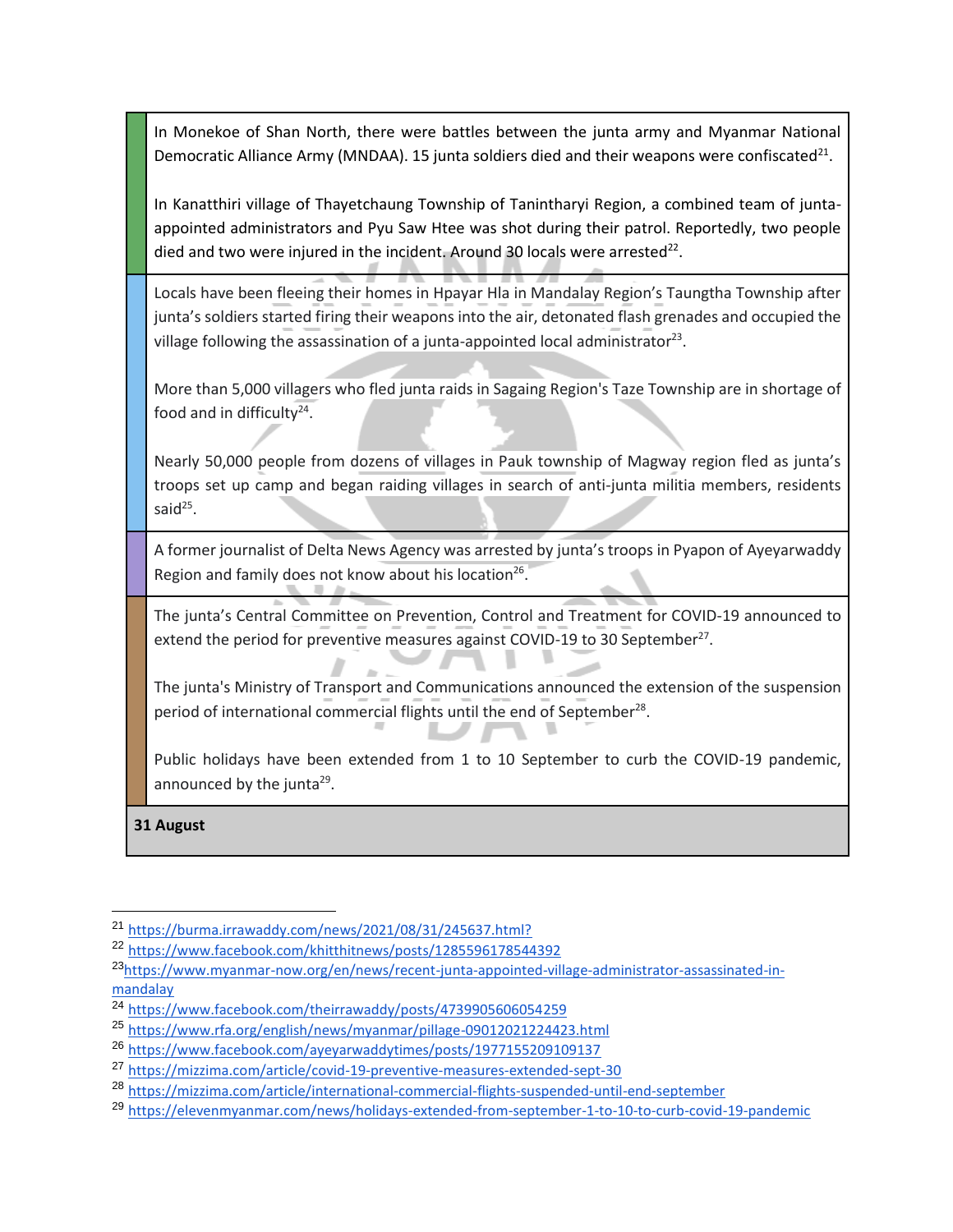| | |
|---|---|
| | In Monekoe of Shan North, there were battles between the junta army and Myanmar National Democratic Alliance Army (MNDAA). 15 junta soldiers died and their weapons were confiscated[21].<br><br>In Kanatthiri village of Thayetchaung Township of Tanintharyi Region, a combined team of junta-appointed administrators and Pyu Saw Htee was shot during their patrol. Reportedly, two people died and two were injured in the incident. Around 30 locals were arrested[22]. |
| | Locals have been fleeing their homes in Hpayar Hla in Mandalay Region's Taungtha Township after junta's soldiers started firing their weapons into the air, detonated flash grenades and occupied the village following the assassination of a junta-appointed local administrator[23].<br><br>More than 5,000 villagers who fled junta raids in Sagaing Region's Taze Township are in shortage of food and in difficulty[24].<br><br>Nearly 50,000 people from dozens of villages in Pauk township of Magway region fled as junta's troops set up camp and began raiding villages in search of anti-junta militia members, residents said[25]. |
| | A former journalist of Delta News Agency was arrested by junta's troops in Pyapon of Ayeyarwaddy Region and family does not know about his location[26]. |
| | The junta's Central Committee on Prevention, Control and Treatment for COVID-19 announced to extend the period for preventive measures against COVID-19 to 30 September[27].<br><br>The junta's Ministry of Transport and Communications announced the extension of the suspension period of international commercial flights until the end of September[28].<br><br>Public holidays have been extended from 1 to 10 September to curb the COVID-19 pandemic, announced by the junta[29]. |
| **31 August** | |

---

[21] https://burma.irrawaddy.com/news/2021/08/31/245637.html?

[22] https://www.facebook.com/khitthitnews/posts/1285596178544392

[23] https://www.myanmar-now.org/en/news/recent-junta-appointed-village-administrator-assassinated-in-mandalay

[24] https://www.facebook.com/theirrawaddy/posts/4739905606054259

[25] https://www.rfa.org/english/news/myanmar/pillage-09012021224423.html

[26] https://www.facebook.com/ayeyarwaddytimes/posts/1977155209109137

[27] https://mizzima.com/article/covid-19-preventive-measures-extended-sept-30

[28] https://mizzima.com/article/international-commercial-flights-suspended-until-end-september

[29] https://elevenmyanmar.com/news/holidays-extended-from-september-1-to-10-to-curb-covid-19-pandemic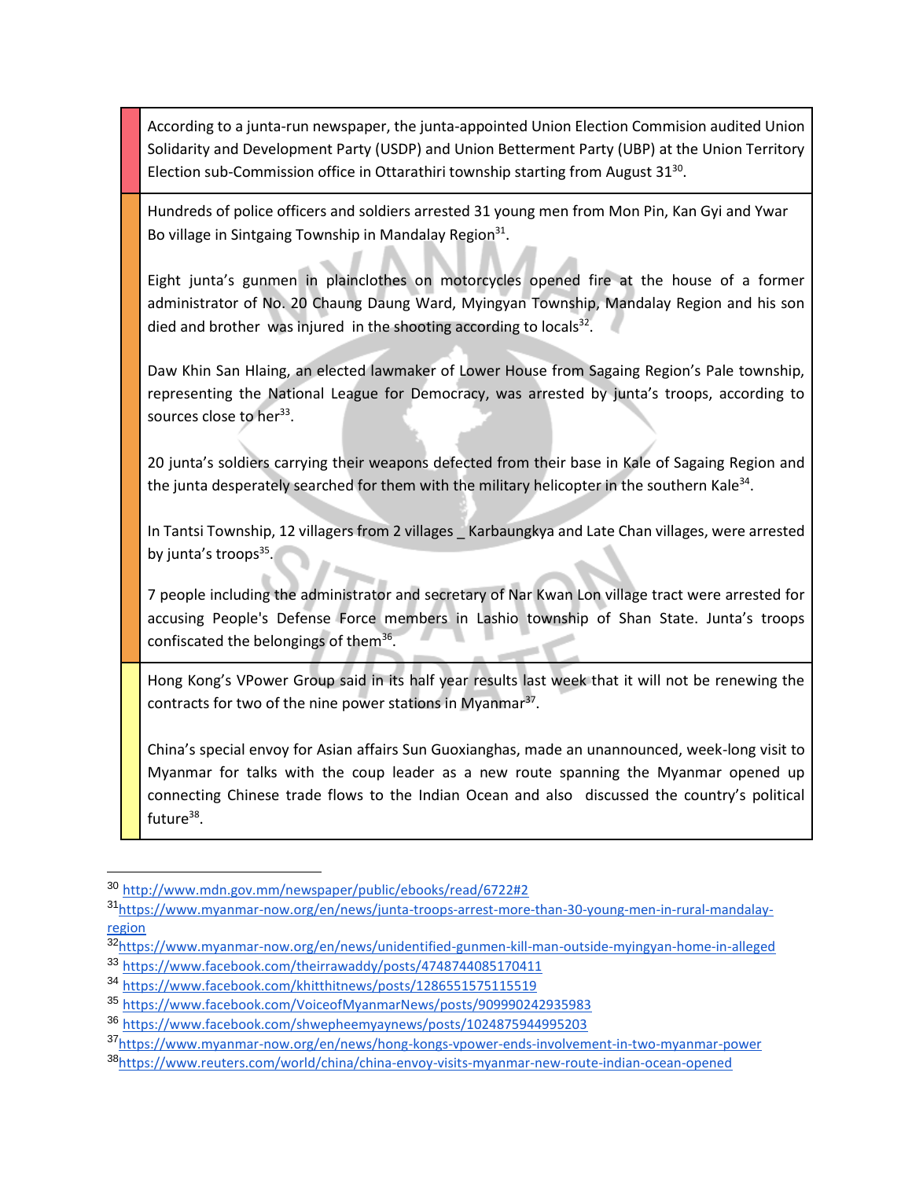According to a junta-run newspaper, the junta-appointed Union Election Commision audited Union Solidarity and Development Party (USDP) and Union Betterment Party (UBP) at the Union Territory Election sub-Commission office in Ottarathiri township starting from August 31[30].

Hundreds of police officers and soldiers arrested 31 young men from Mon Pin, Kan Gyi and Ywar Bo village in Sintgaing Township in Mandalay Region[31].

Eight junta's gunmen in plainclothes on motorcycles opened fire at the house of a former administrator of No. 20 Chaung Daung Ward, Myingyan Township, Mandalay Region and his son died and brother was injured in the shooting according to locals[32].

Daw Khin San Hlaing, an elected lawmaker of Lower House from Sagaing Region's Pale township, representing the National League for Democracy, was arrested by junta's troops, according to sources close to her[33].

20 junta's soldiers carrying their weapons defected from their base in Kale of Sagaing Region and the junta desperately searched for them with the military helicopter in the southern Kale[34].

In Tantsi Township, 12 villagers from 2 villages _ Karbaungkya and Late Chan villages, were arrested by junta's troops[35].

7 people including the administrator and secretary of Nar Kwan Lon village tract were arrested for accusing People's Defense Force members in Lashio township of Shan State. Junta's troops confiscated the belongings of them[36].

Hong Kong's VPower Group said in its half year results last week that it will not be renewing the contracts for two of the nine power stations in Myanmar[37].

China's special envoy for Asian affairs Sun Guoxianghas, made an unannounced, week-long visit to Myanmar for talks with the coup leader as a new route spanning the Myanmar opened up connecting Chinese trade flows to the Indian Ocean and also discussed the country's political future[38].

---

30 http://www.mdn.gov.mm/newspaper/public/ebooks/read/6722#2

31 https://www.myanmar-now.org/en/news/junta-troops-arrest-more-than-30-young-men-in-rural-mandalay-region

32 https://www.myanmar-now.org/en/news/unidentified-gunmen-kill-man-outside-myingyan-home-in-alleged

33 https://www.facebook.com/theirrawaddy/posts/4748744085170411

34 https://www.facebook.com/khitthitnews/posts/1286551575115519

35 https://www.facebook.com/VoiceofMyanmarNews/posts/909990242935983

36 https://www.facebook.com/shwepheemyaynews/posts/1024875944995203

37 https://www.myanmar-now.org/en/news/hong-kongs-vpower-ends-involvement-in-two-myanmar-power

38 https://www.reuters.com/world/china/china-envoy-visits-myanmar-new-route-indian-ocean-opened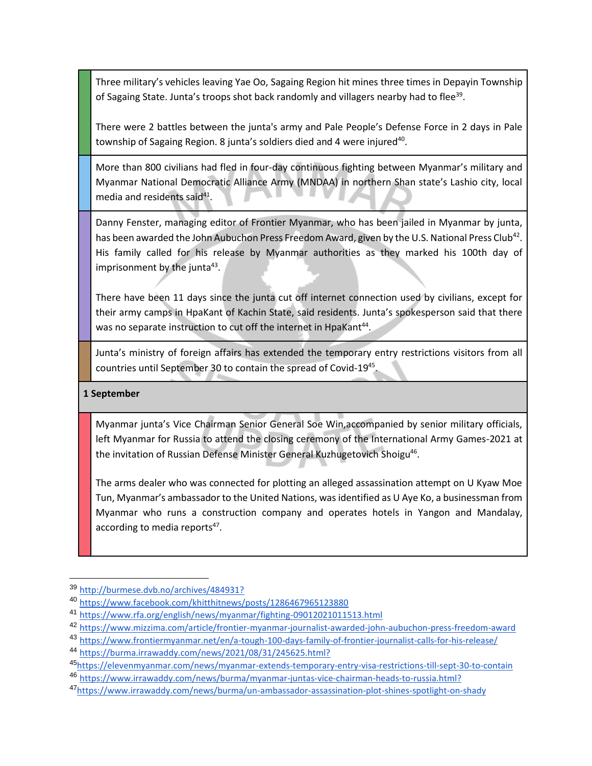Three military's vehicles leaving Yae Oo, Sagaing Region hit mines three times in Depayin Township of Sagaing State. Junta's troops shot back randomly and villagers nearby had to flee[39].

There were 2 battles between the junta's army and Pale People's Defense Force in 2 days in Pale township of Sagaing Region. 8 junta's soldiers died and 4 were injured[40].

More than 800 civilians had fled in four-day continuous fighting between Myanmar's military and Myanmar National Democratic Alliance Army (MNDAA) in northern Shan state's Lashio city, local media and residents said[41].

Danny Fenster, managing editor of Frontier Myanmar, who has been jailed in Myanmar by junta, has been awarded the John Aubuchon Press Freedom Award, given by the U.S. National Press Club[42]. His family called for his release by Myanmar authorities as they marked his 100th day of imprisonment by the junta[43].

There have been 11 days since the junta cut off internet connection used by civilians, except for their army camps in HpaKant of Kachin State, said residents. Junta's spokesperson said that there was no separate instruction to cut off the internet in HpaKant[44].

Junta's ministry of foreign affairs has extended the temporary entry restrictions visitors from all countries until September 30 to contain the spread of Covid-19[45].

**1 September**

Myanmar junta's Vice Chairman Senior General Soe Win,accompanied by senior military officials, left Myanmar for Russia to attend the closing ceremony of the International Army Games-2021 at the invitation of Russian Defense Minister General Kuzhugetovich Shoigu[46].

The arms dealer who was connected for plotting an alleged assassination attempt on U Kyaw Moe Tun, Myanmar's ambassador to the United Nations, was identified as U Aye Ko, a businessman from Myanmar who runs a construction company and operates hotels in Yangon and Mandalay, according to media reports[47].

---

[39] http://burmese.dvb.no/archives/484931?

[40] https://www.facebook.com/khitthitnews/posts/1286467965123880

[41] https://www.rfa.org/english/news/myanmar/fighting-09012021011513.html

[42] https://www.mizzima.com/article/frontier-myanmar-journalist-awarded-john-aubuchon-press-freedom-award

[43] https://www.frontiermyanmar.net/en/a-tough-100-days-family-of-frontier-journalist-calls-for-his-release/

[44] https://burma.irrawaddy.com/news/2021/08/31/245625.html?

[45] https://elevenmyanmar.com/news/myanmar-extends-temporary-entry-visa-restrictions-till-sept-30-to-contain

[46] https://www.irrawaddy.com/news/burma/myanmar-juntas-vice-chairman-heads-to-russia.html?

[47] https://www.irrawaddy.com/news/burma/un-ambassador-assassination-plot-shines-spotlight-on-shady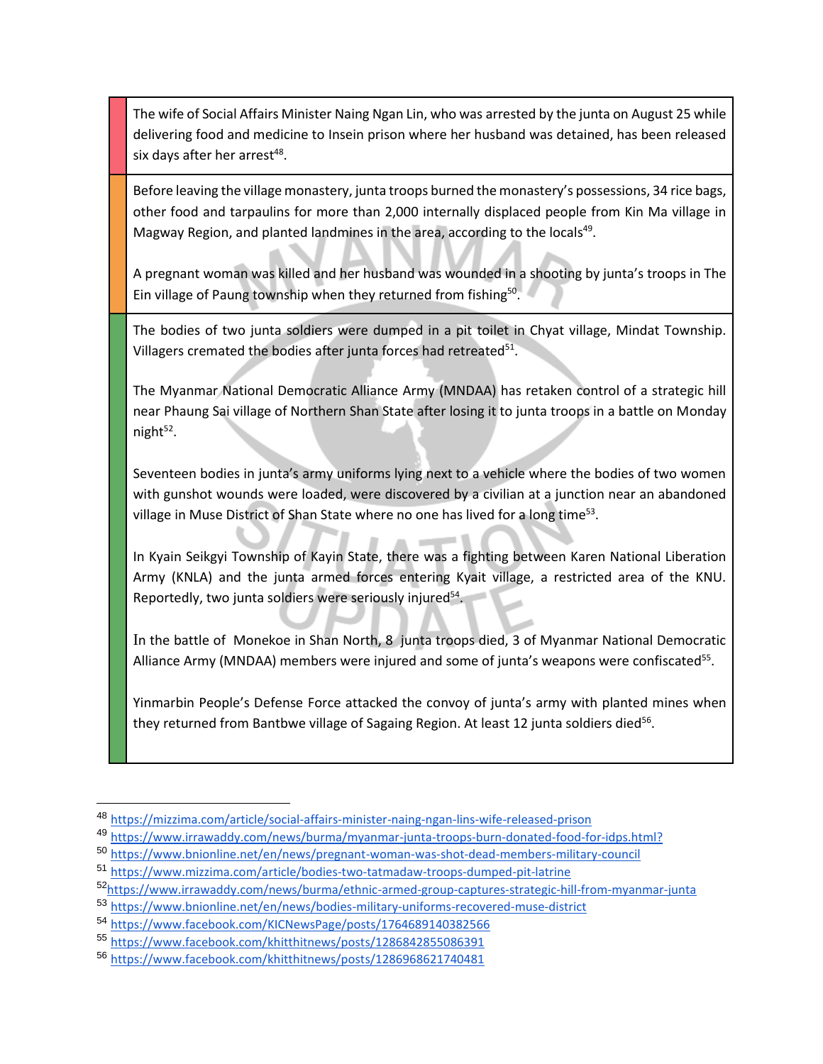The wife of Social Affairs Minister Naing Ngan Lin, who was arrested by the junta on August 25 while delivering food and medicine to Insein prison where her husband was detained, has been released six days after her arrest[48].

Before leaving the village monastery, junta troops burned the monastery's possessions, 34 rice bags, other food and tarpaulins for more than 2,000 internally displaced people from Kin Ma village in Magway Region, and planted landmines in the area, according to the locals[49].

A pregnant woman was killed and her husband was wounded in a shooting by junta's troops in The Ein village of Paung township when they returned from fishing[50].

The bodies of two junta soldiers were dumped in a pit toilet in Chyat village, Mindat Township. Villagers cremated the bodies after junta forces had retreated[51].

The Myanmar National Democratic Alliance Army (MNDAA) has retaken control of a strategic hill near Phaung Sai village of Northern Shan State after losing it to junta troops in a battle on Monday night[52].

Seventeen bodies in junta's army uniforms lying next to a vehicle where the bodies of two women with gunshot wounds were loaded, were discovered by a civilian at a junction near an abandoned village in Muse District of Shan State where no one has lived for a long time[53].

In Kyain Seikgyi Township of Kayin State, there was a fighting between Karen National Liberation Army (KNLA) and the junta armed forces entering Kyait village, a restricted area of the KNU. Reportedly, two junta soldiers were seriously injured[54].

In the battle of Monekoe in Shan North, 8 junta troops died, 3 of Myanmar National Democratic Alliance Army (MNDAA) members were injured and some of junta's weapons were confiscated[55].

Yinmarbin People's Defense Force attacked the convoy of junta's army with planted mines when they returned from Bantbwe village of Sagaing Region. At least 12 junta soldiers died[56].

---

[48] https://mizzima.com/article/social-affairs-minister-naing-ngan-lins-wife-released-prison

[49] https://www.irrawaddy.com/news/burma/myanmar-junta-troops-burn-donated-food-for-idps.html?

[50] https://www.bnionline.net/en/news/pregnant-woman-was-shot-dead-members-military-council

[51] https://www.mizzima.com/article/bodies-two-tatmadaw-troops-dumped-pit-latrine

[52] https://www.irrawaddy.com/news/burma/ethnic-armed-group-captures-strategic-hill-from-myanmar-junta

[53] https://www.bnionline.net/en/news/bodies-military-uniforms-recovered-muse-district

[54] https://www.facebook.com/KICNewsPage/posts/1764689140382566

[55] https://www.facebook.com/khitthitnews/posts/1286842855086391

[56] https://www.facebook.com/khitthitnews/posts/1286968621740481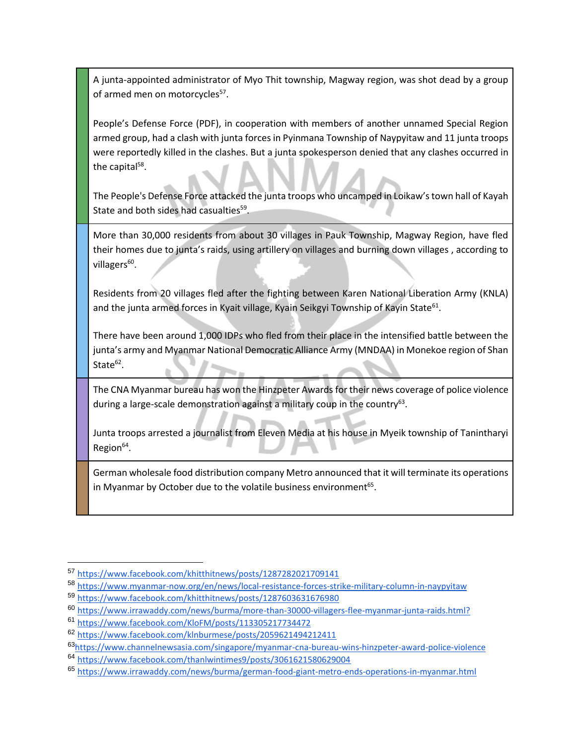A junta-appointed administrator of Myo Thit township, Magway region, was shot dead by a group of armed men on motorcycles[57].

People's Defense Force (PDF), in cooperation with members of another unnamed Special Region armed group, had a clash with junta forces in Pyinmana Township of Naypyitaw and 11 junta troops were reportedly killed in the clashes. But a junta spokesperson denied that any clashes occurred in the capital[58].

The People's Defense Force attacked the junta troops who uncamped in Loikaw's town hall of Kayah State and both sides had casualties[59].

More than 30,000 residents from about 30 villages in Pauk Township, Magway Region, have fled their homes due to junta's raids, using artillery on villages and burning down villages , according to villagers[60].

Residents from 20 villages fled after the fighting between Karen National Liberation Army (KNLA) and the junta armed forces in Kyait village, Kyain Seikgyi Township of Kayin State[61].

There have been around 1,000 IDPs who fled from their place in the intensified battle between the junta's army and Myanmar National Democratic Alliance Army (MNDAA) in Monekoe region of Shan State[62].

The CNA Myanmar bureau has won the Hinzpeter Awards for their news coverage of police violence during a large-scale demonstration against a military coup in the country[63].

Junta troops arrested a journalist from Eleven Media at his house in Myeik township of Tanintharyi Region[64].

German wholesale food distribution company Metro announced that it will terminate its operations in Myanmar by October due to the volatile business environment[65].

---

[57] https://www.facebook.com/khitthitnews/posts/1287282021709141

[58] https://www.myanmar-now.org/en/news/local-resistance-forces-strike-military-column-in-naypyitaw

[59] https://www.facebook.com/khitthitnews/posts/1287603631676980

[60] https://www.irrawaddy.com/news/burma/more-than-30000-villagers-flee-myanmar-junta-raids.html?

[61] https://www.facebook.com/KloFM/posts/113305217734472

[62] https://www.facebook.com/klnburmese/posts/2059621494212411

[63] https://www.channelnewsasia.com/singapore/myanmar-cna-bureau-wins-hinzpeter-award-police-violence

[64] https://www.facebook.com/thanlwintimes9/posts/3061621580629004

[65] https://www.irrawaddy.com/news/burma/german-food-giant-metro-ends-operations-in-myanmar.html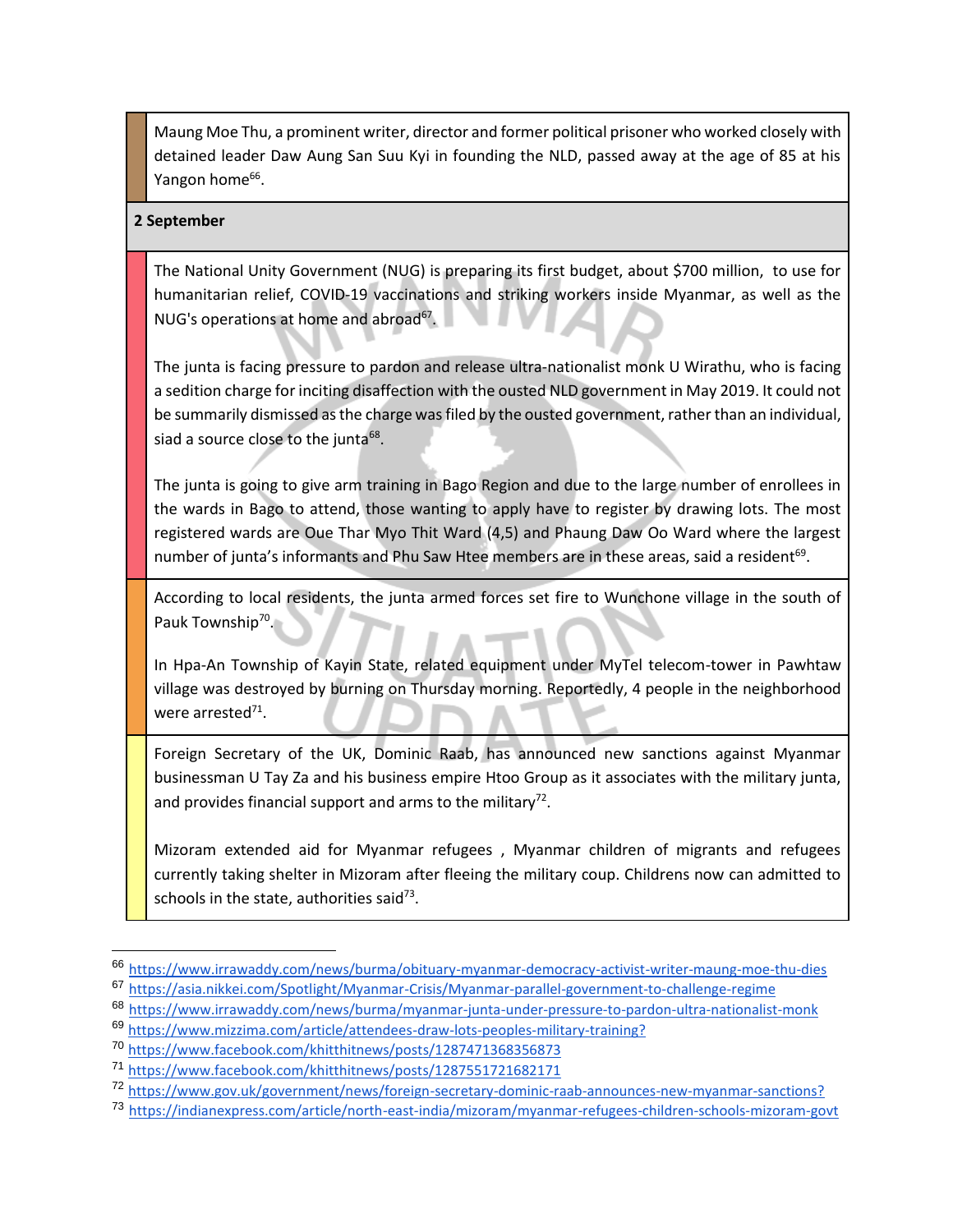Maung Moe Thu, a prominent writer, director and former political prisoner who worked closely with detained leader Daw Aung San Suu Kyi in founding the NLD, passed away at the age of 85 at his Yangon home[66].

**2 September**

The National Unity Government (NUG) is preparing its first budget, about $700 million, to use for humanitarian relief, COVID-19 vaccinations and striking workers inside Myanmar, as well as the NUG's operations at home and abroad[67].

The junta is facing pressure to pardon and release ultra-nationalist monk U Wirathu, who is facing a sedition charge for inciting disaffection with the ousted NLD government in May 2019. It could not be summarily dismissed as the charge was filed by the ousted government, rather than an individual, siad a source close to the junta[68].

The junta is going to give arm training in Bago Region and due to the large number of enrollees in the wards in Bago to attend, those wanting to apply have to register by drawing lots. The most registered wards are Oue Thar Myo Thit Ward (4,5) and Phaung Daw Oo Ward where the largest number of junta's informants and Phu Saw Htee members are in these areas, said a resident[69].

According to local residents, the junta armed forces set fire to Wunchone village in the south of Pauk Township[70].

In Hpa-An Township of Kayin State, related equipment under MyTel telecom-tower in Pawhtaw village was destroyed by burning on Thursday morning. Reportedly, 4 people in the neighborhood were arrested[71].

Foreign Secretary of the UK, Dominic Raab, has announced new sanctions against Myanmar businessman U Tay Za and his business empire Htoo Group as it associates with the military junta, and provides financial support and arms to the military[72].

Mizoram extended aid for Myanmar refugees , Myanmar children of migrants and refugees currently taking shelter in Mizoram after fleeing the military coup. Childrens now can admitted to schools in the state, authorities said[73].

---

[66] https://www.irrawaddy.com/news/burma/obituary-myanmar-democracy-activist-writer-maung-moe-thu-dies
[67] https://asia.nikkei.com/Spotlight/Myanmar-Crisis/Myanmar-parallel-government-to-challenge-regime
[68] https://www.irrawaddy.com/news/burma/myanmar-junta-under-pressure-to-pardon-ultra-nationalist-monk
[69] https://www.mizzima.com/article/attendees-draw-lots-peoples-military-training?
[70] https://www.facebook.com/khitthitnews/posts/1287471368356873
[71] https://www.facebook.com/khitthitnews/posts/1287551721682171
[72] https://www.gov.uk/government/news/foreign-secretary-dominic-raab-announces-new-myanmar-sanctions?
[73] https://indianexpress.com/article/north-east-india/mizoram/myanmar-refugees-children-schools-mizoram-govt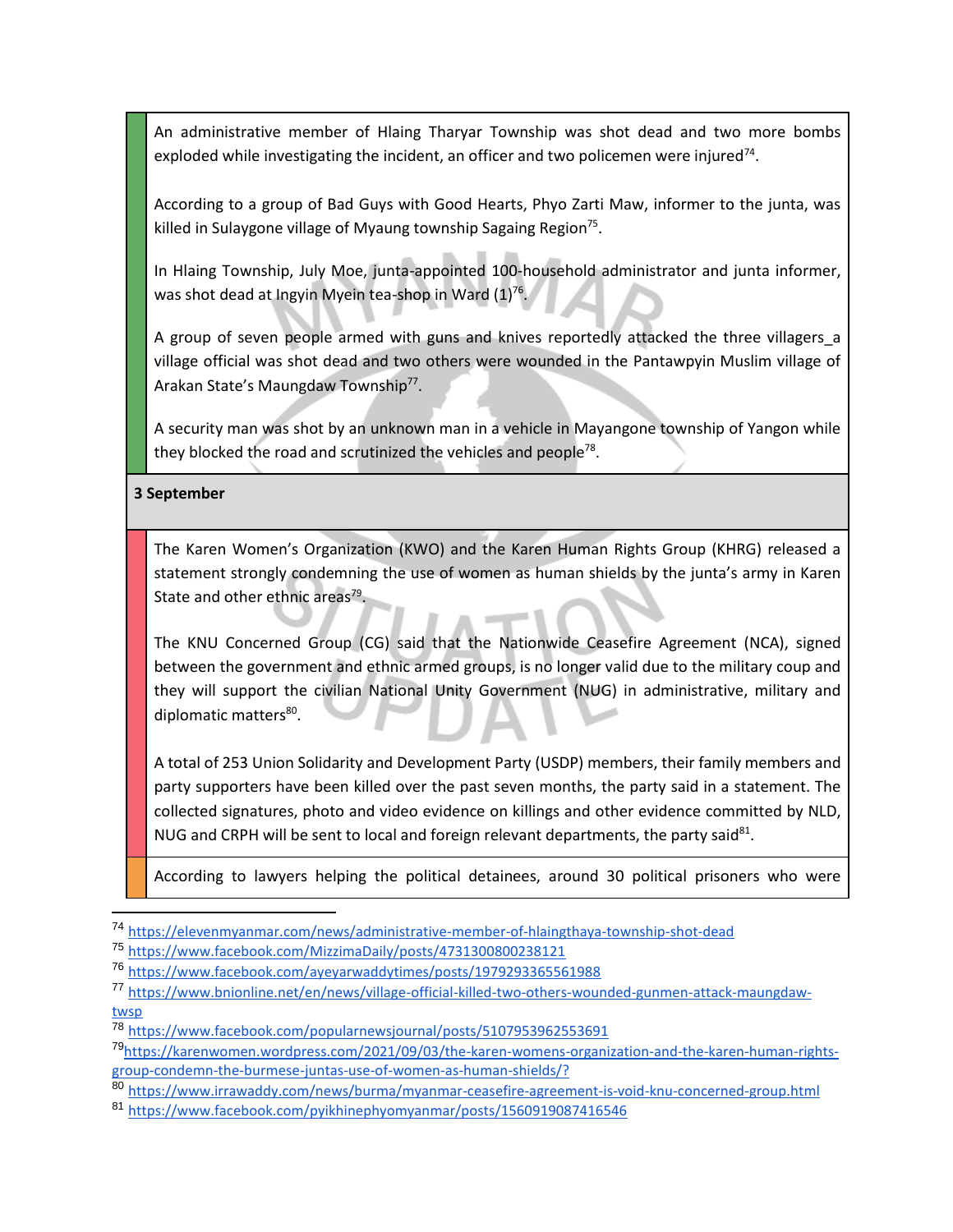An administrative member of Hlaing Tharyar Township was shot dead and two more bombs exploded while investigating the incident, an officer and two policemen were injured[74].

According to a group of Bad Guys with Good Hearts, Phyo Zarti Maw, informer to the junta, was killed in Sulaygone village of Myaung township Sagaing Region[75].

In Hlaing Township, July Moe, junta-appointed 100-household administrator and junta informer, was shot dead at Ingyin Myein tea-shop in Ward (1)[76].

A group of seven people armed with guns and knives reportedly attacked the three villagers_a village official was shot dead and two others were wounded in the Pantawpyin Muslim village of Arakan State's Maungdaw Township[77].

A security man was shot by an unknown man in a vehicle in Mayangone township of Yangon while they blocked the road and scrutinized the vehicles and people[78].

**3 September**

The Karen Women's Organization (KWO) and the Karen Human Rights Group (KHRG) released a statement strongly condemning the use of women as human shields by the junta's army in Karen State and other ethnic areas[79].

The KNU Concerned Group (CG) said that the Nationwide Ceasefire Agreement (NCA), signed between the government and ethnic armed groups, is no longer valid due to the military coup and they will support the civilian National Unity Government (NUG) in administrative, military and diplomatic matters[80].

A total of 253 Union Solidarity and Development Party (USDP) members, their family members and party supporters have been killed over the past seven months, the party said in a statement. The collected signatures, photo and video evidence on killings and other evidence committed by NLD, NUG and CRPH will be sent to local and foreign relevant departments, the party said[81].

According to lawyers helping the political detainees, around 30 political prisoners who were

---

[74] https://elevenmyanmar.com/news/administrative-member-of-hlaingthaya-township-shot-dead

[75] https://www.facebook.com/MizzimaDaily/posts/4731300800238121

[76] https://www.facebook.com/ayeyarwaddytimes/posts/1979293365561988

[77] https://www.bnionline.net/en/news/village-official-killed-two-others-wounded-gunmen-attack-maungdaw-twsp

[78] https://www.facebook.com/popularnewsjournal/posts/5107953962553691

[79] https://karenwomen.wordpress.com/2021/09/03/the-karen-womens-organization-and-the-karen-human-rights-group-condemn-the-burmese-juntas-use-of-women-as-human-shields/?

[80] https://www.irrawaddy.com/news/burma/myanmar-ceasefire-agreement-is-void-knu-concerned-group.html

[81] https://www.facebook.com/pyikhinephyomyanmar/posts/1560919087416546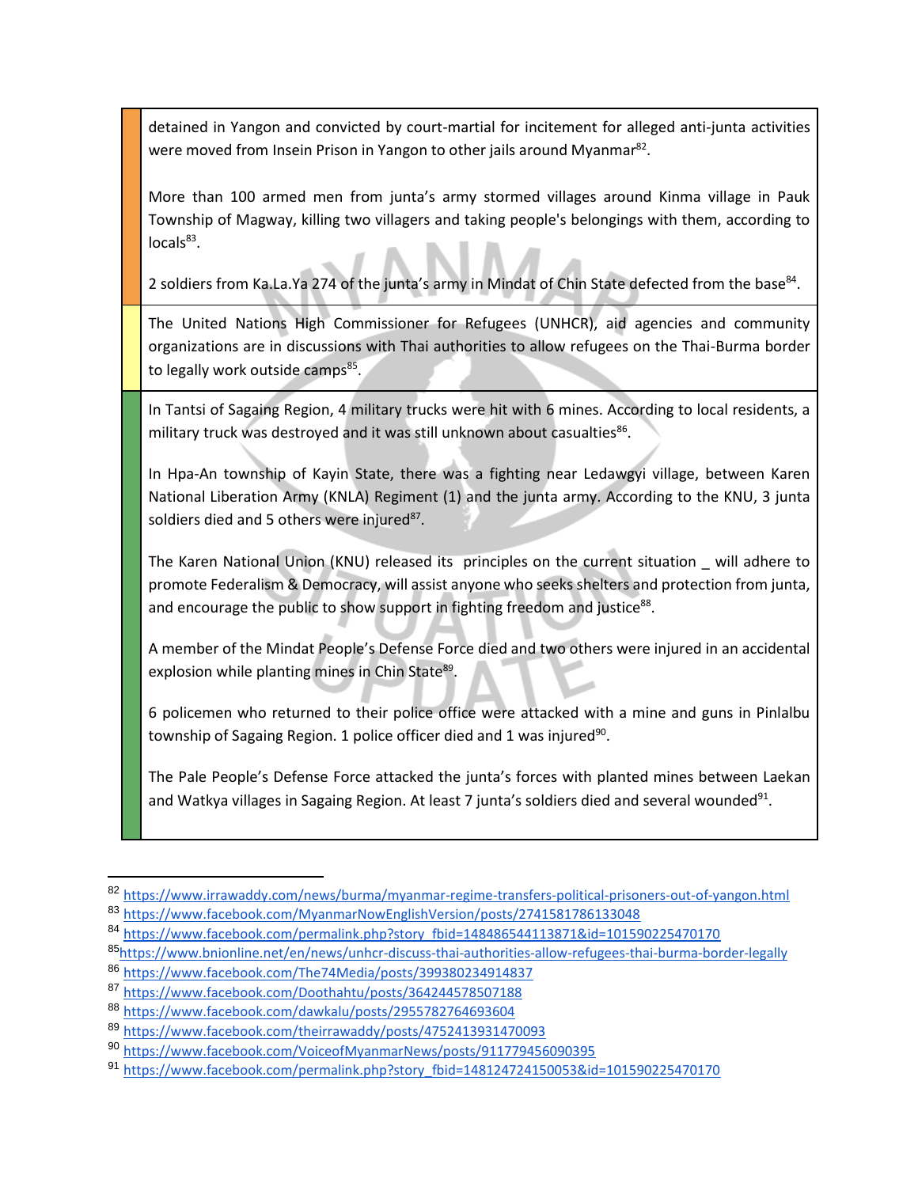detained in Yangon and convicted by court-martial for incitement for alleged anti-junta activities were moved from Insein Prison in Yangon to other jails around Myanmar[82].

More than 100 armed men from junta's army stormed villages around Kinma village in Pauk Township of Magway, killing two villagers and taking people's belongings with them, according to locals[83].

2 soldiers from Ka.La.Ya 274 of the junta's army in Mindat of Chin State defected from the base[84].

The United Nations High Commissioner for Refugees (UNHCR), aid agencies and community organizations are in discussions with Thai authorities to allow refugees on the Thai-Burma border to legally work outside camps[85].

In Tantsi of Sagaing Region, 4 military trucks were hit with 6 mines. According to local residents, a military truck was destroyed and it was still unknown about casualties[86].

In Hpa-An township of Kayin State, there was a fighting near Ledawgyi village, between Karen National Liberation Army (KNLA) Regiment (1) and the junta army. According to the KNU, 3 junta soldiers died and 5 others were injured[87].

The Karen National Union (KNU) released its principles on the current situation _ will adhere to promote Federalism & Democracy, will assist anyone who seeks shelters and protection from junta, and encourage the public to show support in fighting freedom and justice[88].

A member of the Mindat People's Defense Force died and two others were injured in an accidental explosion while planting mines in Chin State[89].

6 policemen who returned to their police office were attacked with a mine and guns in Pinlalbu township of Sagaing Region. 1 police officer died and 1 was injured[90].

The Pale People's Defense Force attacked the junta's forces with planted mines between Laekan and Watkya villages in Sagaing Region. At least 7 junta's soldiers died and several wounded[91].

---

[82] https://www.irrawaddy.com/news/burma/myanmar-regime-transfers-political-prisoners-out-of-yangon.html
[83] https://www.facebook.com/MyanmarNowEnglishVersion/posts/2741581786133048
[84] https://www.facebook.com/permalink.php?story_fbid=148486544113871&id=101590225470170
[85] https://www.bnionline.net/en/news/unhcr-discuss-thai-authorities-allow-refugees-thai-burma-border-legally
[86] https://www.facebook.com/The74Media/posts/399380234914837
[87] https://www.facebook.com/Doothahtu/posts/364244578507188
[88] https://www.facebook.com/dawkalu/posts/2955782764693604
[89] https://www.facebook.com/theirrawaddy/posts/4752413931470093
[90] https://www.facebook.com/VoiceofMyanmarNews/posts/911779456090395
[91] https://www.facebook.com/permalink.php?story_fbid=148124724150053&id=101590225470170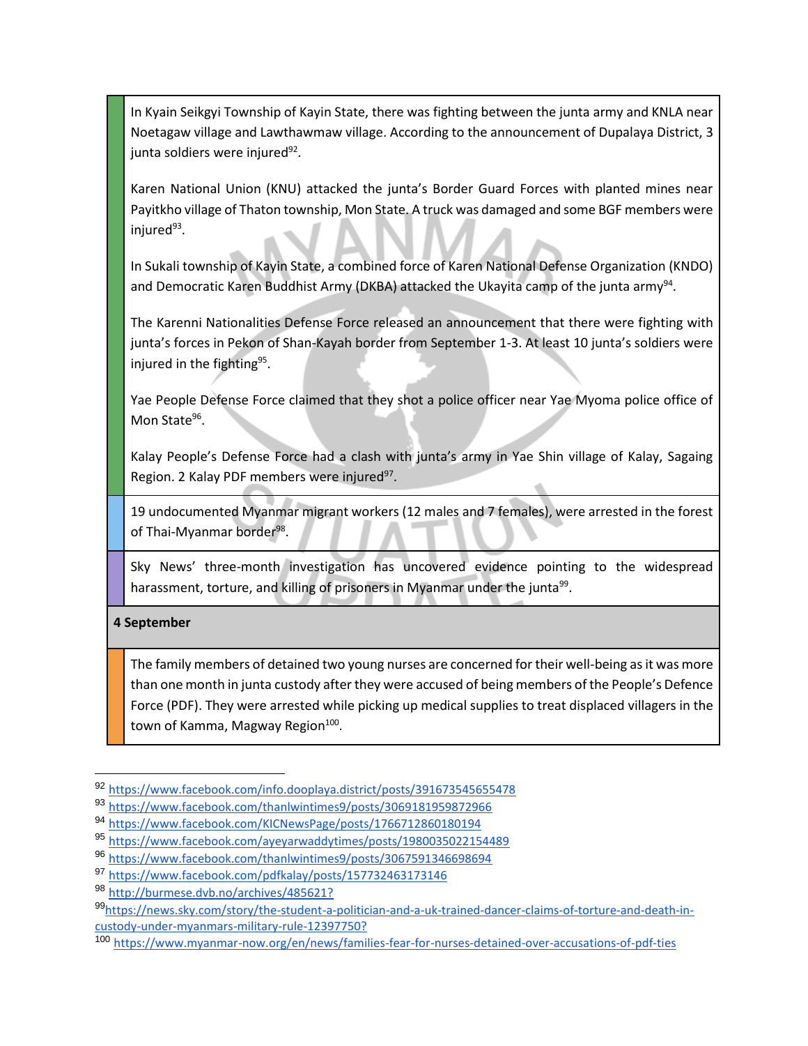| | |
|---|---|
| | In Kyain Seikgyi Township of Kayin State, there was fighting between the junta army and KNLA near Noetagaw village and Lawthawmaw village. According to the announcement of Dupalaya District, 3 junta soldiers were injured[92].<br><br>Karen National Union (KNU) attacked the junta's Border Guard Forces with planted mines near Payitkho village of Thaton township, Mon State. A truck was damaged and some BGF members were injured[93].<br><br>In Sukali township of Kayin State, a combined force of Karen National Defense Organization (KNDO) and Democratic Karen Buddhist Army (DKBA) attacked the Ukayita camp of the junta army[94].<br><br>The Karenni Nationalities Defense Force released an announcement that there were fighting with junta's forces in Pekon of Shan-Kayah border from September 1-3. At least 10 junta's soldiers were injured in the fighting[95].<br><br>Yae People Defense Force claimed that they shot a police officer near Yae Myoma police office of Mon State[96].<br><br>Kalay People's Defense Force had a clash with junta's army in Yae Shin village of Kalay, Sagaing Region. 2 Kalay PDF members were injured[97]. |
| | 19 undocumented Myanmar migrant workers (12 males and 7 females), were arrested in the forest of Thai-Myanmar border[98]. |
| | Sky News' three-month investigation has uncovered evidence pointing to the widespread harassment, torture, and killing of prisoners in Myanmar under the junta[99]. |
| **4 September** | |
| | The family members of detained two young nurses are concerned for their well-being as it was more than one month in junta custody after they were accused of being members of the People's Defence Force (PDF). They were arrested while picking up medical supplies to treat displaced villagers in the town of Kamma, Magway Region[100]. |

[92] https://www.facebook.com/info.dooplaya.district/posts/391673545655478

[93] https://www.facebook.com/thanlwintimes9/posts/3069181959872966

[94] https://www.facebook.com/KICNewsPage/posts/1766712860180194

[95] https://www.facebook.com/ayeyarwaddytimes/posts/1980035022154489

[96] https://www.facebook.com/thanlwintimes9/posts/3067591346698694

[97] https://www.facebook.com/pdfkalay/posts/157732463173146

[98] http://burmese.dvb.no/archives/485621?

[99] https://news.sky.com/story/the-student-a-politician-and-a-uk-trained-dancer-claims-of-torture-and-death-in-custody-under-myanmars-military-rule-12397750?

[100] https://www.myanmar-now.org/en/news/families-fear-for-nurses-detained-over-accusations-of-pdf-ties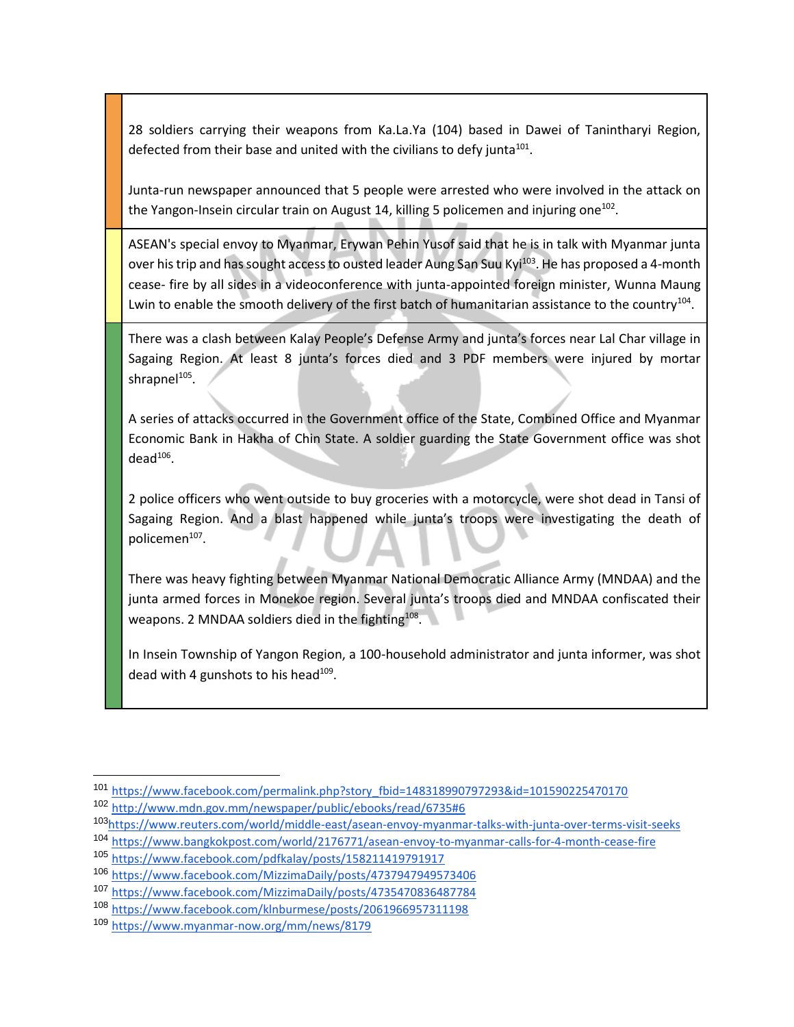28 soldiers carrying their weapons from Ka.La.Ya (104) based in Dawei of Tanintharyi Region, defected from their base and united with the civilians to defy junta[101].

Junta-run newspaper announced that 5 people were arrested who were involved in the attack on the Yangon-Insein circular train on August 14, killing 5 policemen and injuring one[102].

ASEAN's special envoy to Myanmar, Erywan Pehin Yusof said that he is in talk with Myanmar junta over his trip and has sought access to ousted leader Aung San Suu Kyi[103]. He has proposed a 4-month cease- fire by all sides in a videoconference with junta-appointed foreign minister, Wunna Maung Lwin to enable the smooth delivery of the first batch of humanitarian assistance to the country[104].

There was a clash between Kalay People's Defense Army and junta's forces near Lal Char village in Sagaing Region. At least 8 junta's forces died and 3 PDF members were injured by mortar shrapnel[105].

A series of attacks occurred in the Government office of the State, Combined Office and Myanmar Economic Bank in Hakha of Chin State. A soldier guarding the State Government office was shot dead[106].

2 police officers who went outside to buy groceries with a motorcycle, were shot dead in Tansi of Sagaing Region. And a blast happened while junta's troops were investigating the death of policemen[107].

There was heavy fighting between Myanmar National Democratic Alliance Army (MNDAA) and the junta armed forces in Monekoe region. Several junta's troops died and MNDAA confiscated their weapons. 2 MNDAA soldiers died in the fighting[108].

In Insein Township of Yangon Region, a 100-household administrator and junta informer, was shot dead with 4 gunshots to his head[109].

---

[101] https://www.facebook.com/permalink.php?story_fbid=148318990797293&id=101590225470170
[102] http://www.mdn.gov.mm/newspaper/public/ebooks/read/6735#6
[103] https://www.reuters.com/world/middle-east/asean-envoy-myanmar-talks-with-junta-over-terms-visit-seeks
[104] https://www.bangkokpost.com/world/2176771/asean-envoy-to-myanmar-calls-for-4-month-cease-fire
[105] https://www.facebook.com/pdfkalay/posts/158211419791917
[106] https://www.facebook.com/MizzimaDaily/posts/4737947949573406
[107] https://www.facebook.com/MizzimaDaily/posts/4735470836487784
[108] https://www.facebook.com/klnburmese/posts/2061966957311198
[109] https://www.myanmar-now.org/mm/news/8179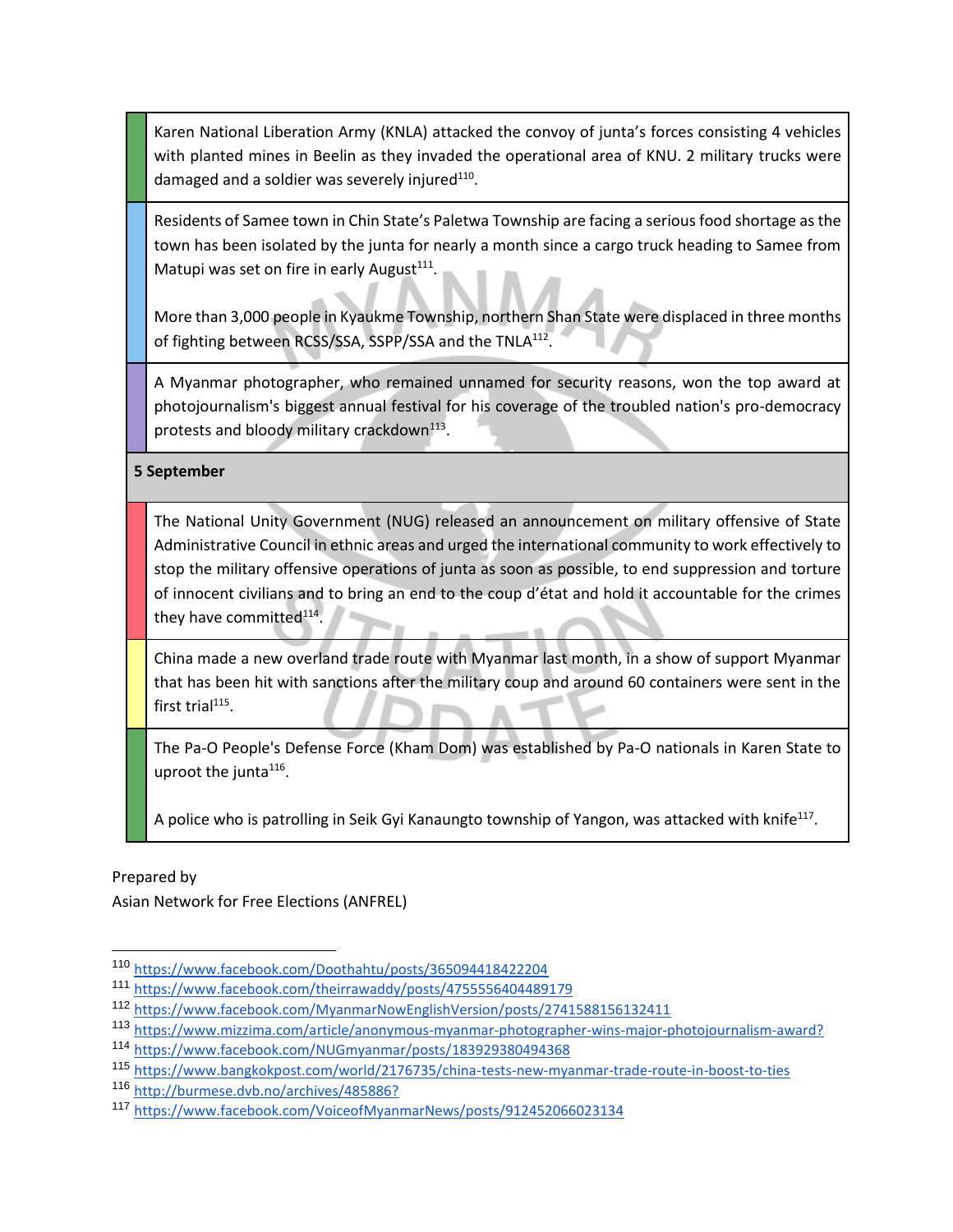| | |
|---|---|
| | Karen National Liberation Army (KNLA) attacked the convoy of junta's forces consisting 4 vehicles with planted mines in Beelin as they invaded the operational area of KNU. 2 military trucks were damaged and a soldier was severely injured[110]. |
| | Residents of Samee town in Chin State's Paletwa Township are facing a serious food shortage as the town has been isolated by the junta for nearly a month since a cargo truck heading to Samee from Matupi was set on fire in early August[111].<br><br>More than 3,000 people in Kyaukme Township, northern Shan State were displaced in three months of fighting between RCSS/SSA, SSPP/SSA and the TNLA[112]. |
| | A Myanmar photographer, who remained unnamed for security reasons, won the top award at photojournalism's biggest annual festival for his coverage of the troubled nation's pro-democracy protests and bloody military crackdown[113]. |
| **5 September** | |
| | The National Unity Government (NUG) released an announcement on military offensive of State Administrative Council in ethnic areas and urged the international community to work effectively to stop the military offensive operations of junta as soon as possible, to end suppression and torture of innocent civilians and to bring an end to the coup d'état and hold it accountable for the crimes they have committed[114]. |
| | China made a new overland trade route with Myanmar last month, in a show of support Myanmar that has been hit with sanctions after the military coup and around 60 containers were sent in the first trial[115]. |
| | The Pa-O People's Defense Force (Kham Dom) was established by Pa-O nationals in Karen State to uproot the junta[116].<br><br>A police who is patrolling in Seik Gyi Kanaungto township of Yangon, was attacked with knife[117]. |

Prepared by
Asian Network for Free Elections (ANFREL)

---

110 https://www.facebook.com/Doothahtu/posts/365094418422204
111 https://www.facebook.com/theirrawaddy/posts/4755556404489179
112 https://www.facebook.com/MyanmarNowEnglishVersion/posts/2741588156132411
113 https://www.mizzima.com/article/anonymous-myanmar-photographer-wins-major-photojournalism-award?
114 https://www.facebook.com/NUGmyanmar/posts/183929380494368
115 https://www.bangkokpost.com/world/2176735/china-tests-new-myanmar-trade-route-in-boost-to-ties
116 http://burmese.dvb.no/archives/485886?
117 https://www.facebook.com/VoiceofMyanmarNews/posts/912452066023134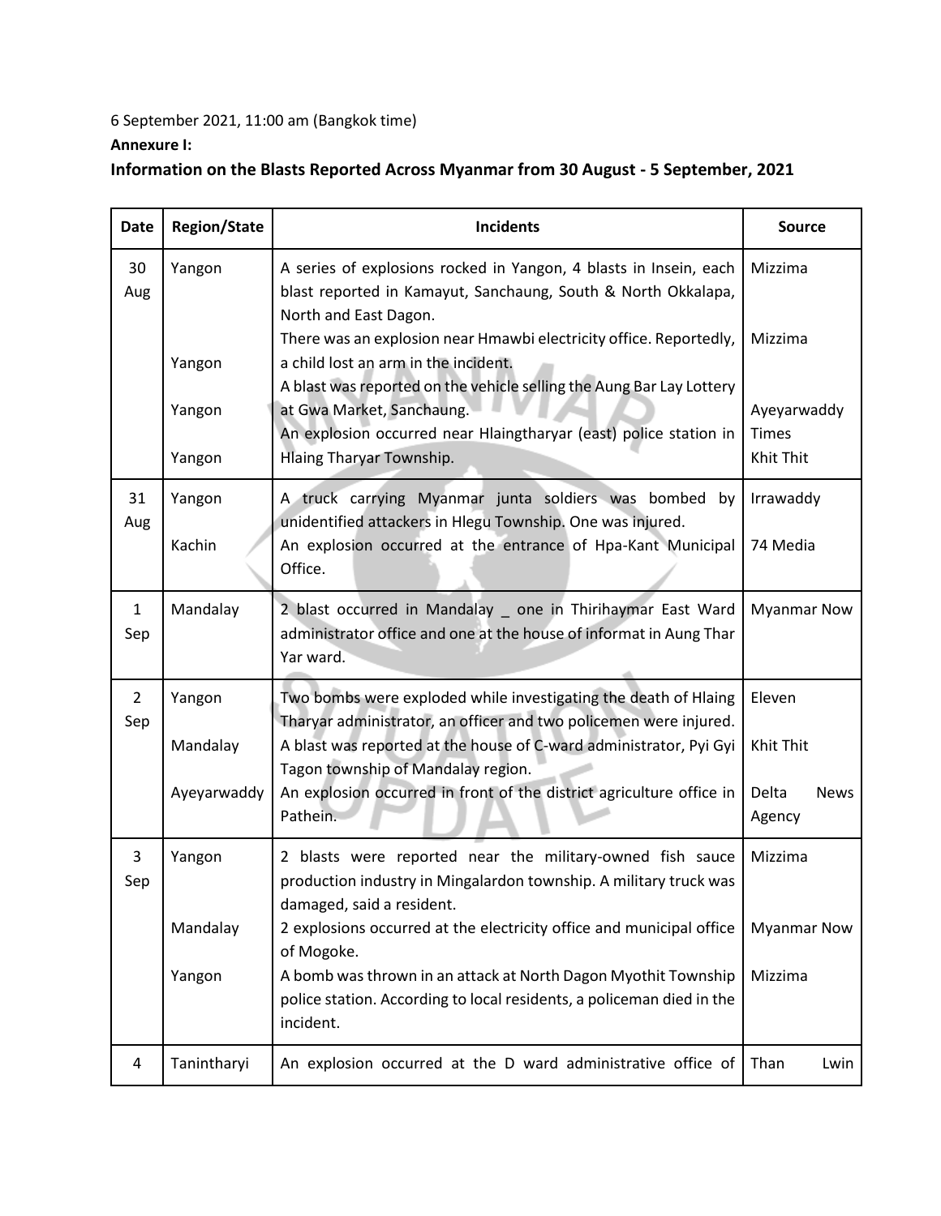6 September 2021, 11:00 am (Bangkok time)

**Annexure I:**

## Information on the Blasts Reported Across Myanmar from 30 August - 5 September, 2021

| Date | Region/State | Incidents | Source |
|---|---|---|---|
| 30 Aug | Yangon<br><br>Yangon<br><br>Yangon<br><br>Yangon | A series of explosions rocked in Yangon, 4 blasts in Insein, each blast reported in Kamayut, Sanchaung, South & North Okkalapa, North and East Dagon.<br>There was an explosion near Hmawbi electricity office. Reportedly, a child lost an arm in the incident.<br>A blast was reported on the vehicle selling the Aung Bar Lay Lottery at Gwa Market, Sanchaung.<br>An explosion occurred near Hlaingtharyar (east) police station in Hlaing Tharyar Township. | Mizzima<br><br>Mizzima<br><br>Ayeyarwaddy Times<br>Khit Thit |
| 31 Aug | Yangon<br><br>Kachin | A truck carrying Myanmar junta soldiers was bombed by unidentified attackers in Hlegu Township. One was injured.<br>An explosion occurred at the entrance of Hpa-Kant Municipal Office. | Irrawaddy<br><br>74 Media |
| 1 Sep | Mandalay | 2 blast occurred in Mandalay _ one in Thirihaymar East Ward administrator office and one at the house of informat in Aung Thar Yar ward. | Myanmar Now |
| 2 Sep | Yangon<br><br>Mandalay<br><br>Ayeyarwaddy | Two bombs were exploded while investigating the death of Hlaing Tharyar administrator, an officer and two policemen were injured.<br>A blast was reported at the house of C-ward administrator, Pyi Gyi Tagon township of Mandalay region.<br>An explosion occurred in front of the district agriculture office in Pathein. | Eleven<br><br>Khit Thit<br><br>Delta News Agency |
| 3 Sep | Yangon<br><br>Mandalay<br><br>Yangon | 2 blasts were reported near the military-owned fish sauce production industry in Mingalardon township. A military truck was damaged, said a resident.<br>2 explosions occurred at the electricity office and municipal office of Mogoke.<br>A bomb was thrown in an attack at North Dagon Myothit Township police station. According to local residents, a policeman died in the incident. | Mizzima<br><br>Myanmar Now<br><br>Mizzima |
| 4 | Tanintharyi | An explosion occurred at the D ward administrative office of | Than Lwin |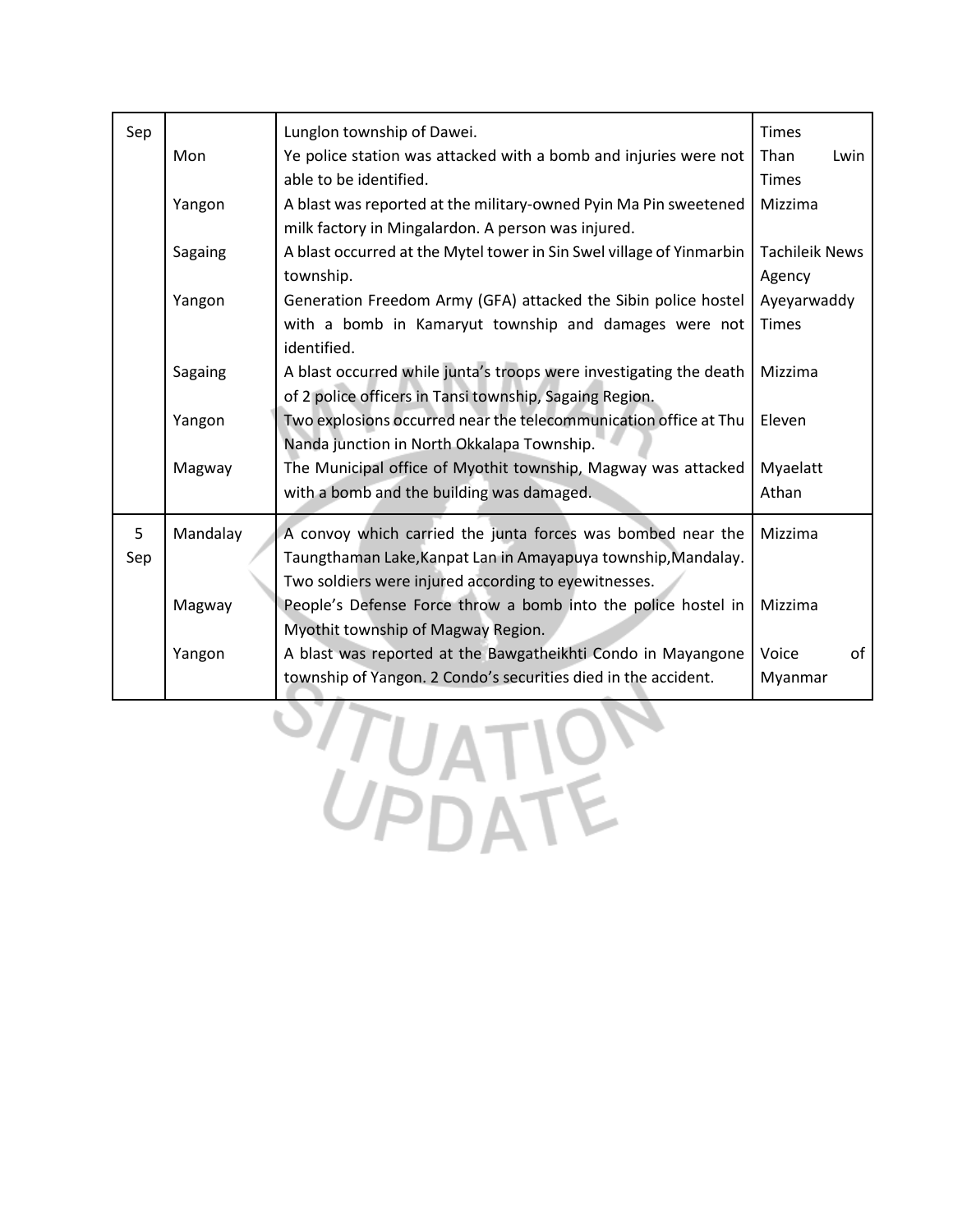| | | | |
|---|---|---|---|
| Sep | | Lunglon township of Dawei. | Times |
| | Mon | Ye police station was attacked with a bomb and injuries were not able to be identified. | Than Lwin Times |
| | Yangon | A blast was reported at the military-owned Pyin Ma Pin sweetened milk factory in Mingalardon. A person was injured. | Mizzima |
| | Sagaing | A blast occurred at the Mytel tower in Sin Swel village of Yinmarbin township. | Tachileik News Agency |
| | Yangon | Generation Freedom Army (GFA) attacked the Sibin police hostel with a bomb in Kamaryut township and damages were not identified. | Ayeyarwaddy Times |
| | Sagaing | A blast occurred while junta's troops were investigating the death of 2 police officers in Tansi township, Sagaing Region. | Mizzima |
| | Yangon | Two explosions occurred near the telecommunication office at Thu Nanda junction in North Okkalapa Township. | Eleven |
| | Magway | The Municipal office of Myothit township, Magway was attacked with a bomb and the building was damaged. | Myaelatt Athan |
| 5 Sep | Mandalay | A convoy which carried the junta forces was bombed near the Taungthaman Lake,Kanpat Lan in Amayapuya township,Mandalay. Two soldiers were injured according to eyewitnesses. | Mizzima |
| | Magway | People's Defense Force throw a bomb into the police hostel in Myothit township of Magway Region. | Mizzima |
| | Yangon | A blast was reported at the Bawgatheikhti Condo in Mayangone township of Yangon. 2 Condo's securities died in the accident. | Voice of Myanmar |